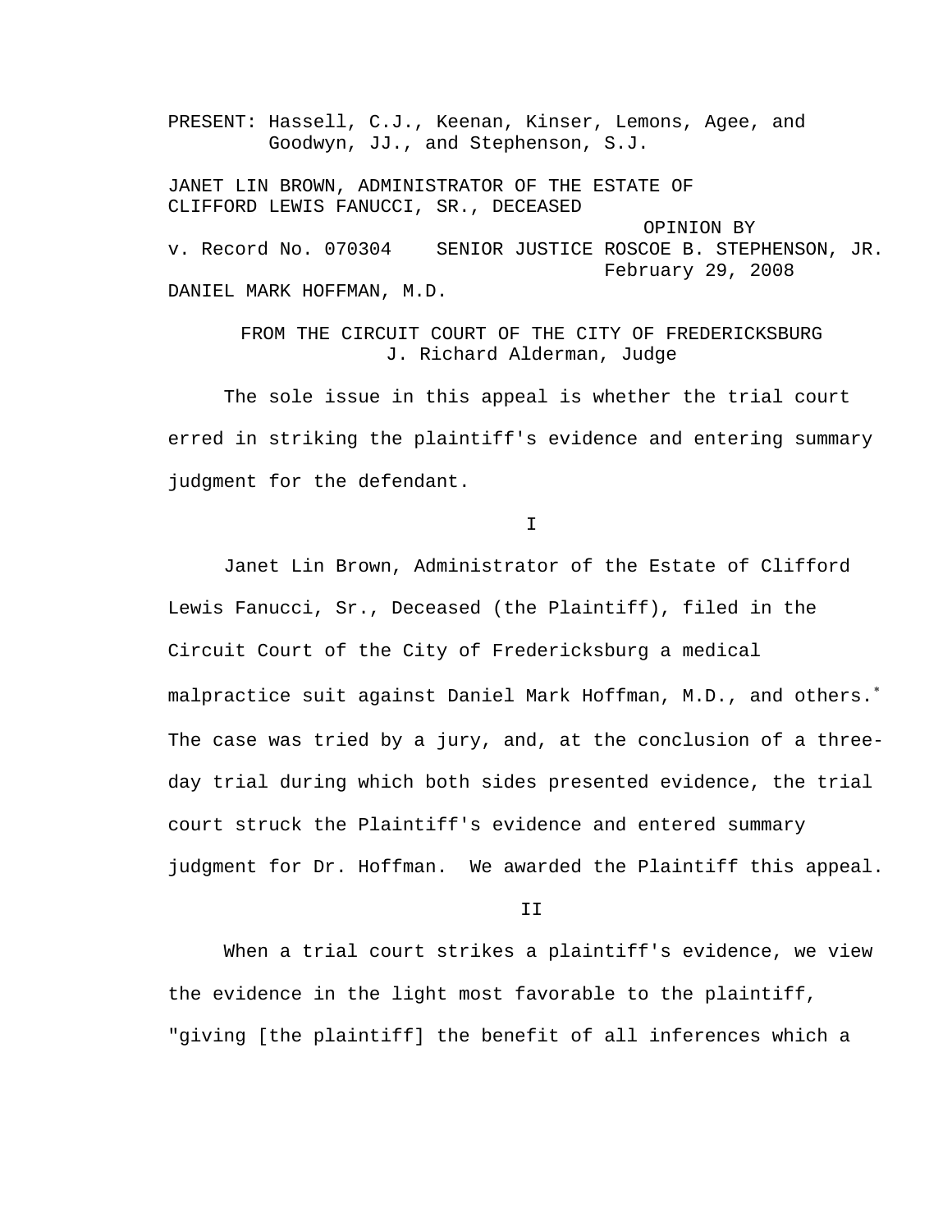PRESENT: Hassell, C.J., Keenan, Kinser, Lemons, Agee, and Goodwyn, JJ., and Stephenson, S.J.

JANET LIN BROWN, ADMINISTRATOR OF THE ESTATE OF CLIFFORD LEWIS FANUCCI, SR., DECEASED

OPINION BY

v. Record No. 070304    SENIOR JUSTICE ROSCOE B. STEPHENSON, JR.

February 29, 2008

DANIEL MARK HOFFMAN, M.D.

FROM THE CIRCUIT COURT OF THE CITY OF FREDERICKSBURG
J. Richard Alderman, Judge

The sole issue in this appeal is whether the trial court erred in striking the plaintiff's evidence and entering summary judgment for the defendant.

I

Janet Lin Brown, Administrator of the Estate of Clifford Lewis Fanucci, Sr., Deceased (the Plaintiff), filed in the Circuit Court of the City of Fredericksburg a medical malpractice suit against Daniel Mark Hoffman, M.D., and others.[*] The case was tried by a jury, and, at the conclusion of a three-day trial during which both sides presented evidence, the trial court struck the Plaintiff's evidence and entered summary judgment for Dr. Hoffman. We awarded the Plaintiff this appeal.

II

When a trial court strikes a plaintiff's evidence, we view the evidence in the light most favorable to the plaintiff, "giving [the plaintiff] the benefit of all inferences which a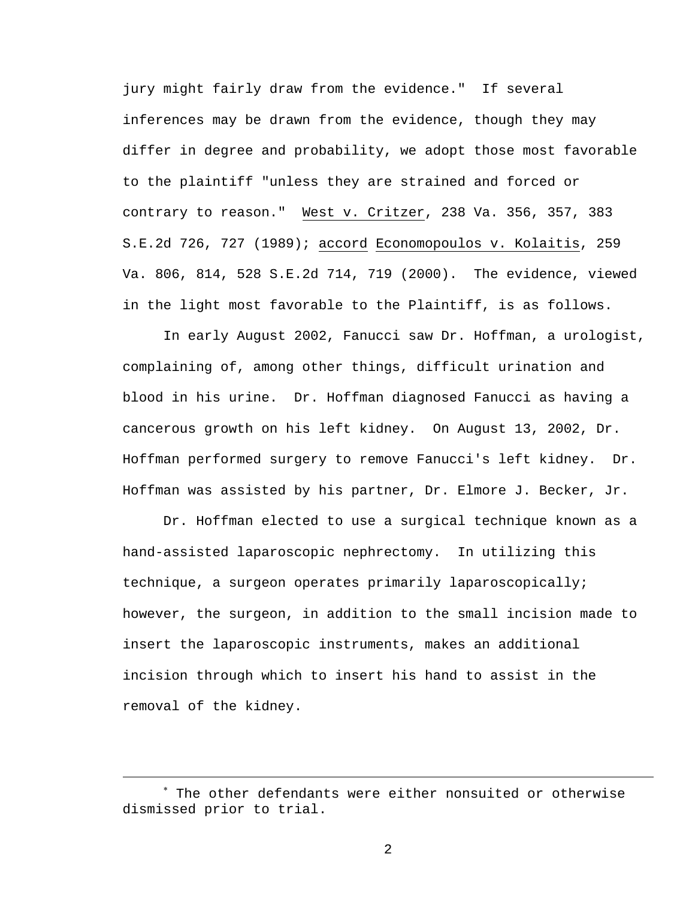jury might fairly draw from the evidence." If several inferences may be drawn from the evidence, though they may differ in degree and probability, we adopt those most favorable to the plaintiff "unless they are strained and forced or contrary to reason." West v. Critzer, 238 Va. 356, 357, 383 S.E.2d 726, 727 (1989); accord Economopoulos v. Kolaitis, 259 Va. 806, 814, 528 S.E.2d 714, 719 (2000). The evidence, viewed in the light most favorable to the Plaintiff, is as follows.

In early August 2002, Fanucci saw Dr. Hoffman, a urologist, complaining of, among other things, difficult urination and blood in his urine. Dr. Hoffman diagnosed Fanucci as having a cancerous growth on his left kidney. On August 13, 2002, Dr. Hoffman performed surgery to remove Fanucci's left kidney. Dr. Hoffman was assisted by his partner, Dr. Elmore J. Becker, Jr.

Dr. Hoffman elected to use a surgical technique known as a hand-assisted laparoscopic nephrectomy. In utilizing this technique, a surgeon operates primarily laparoscopically; however, the surgeon, in addition to the small incision made to insert the laparoscopic instruments, makes an additional incision through which to insert his hand to assist in the removal of the kidney.

---

[*] The other defendants were either nonsuited or otherwise dismissed prior to trial.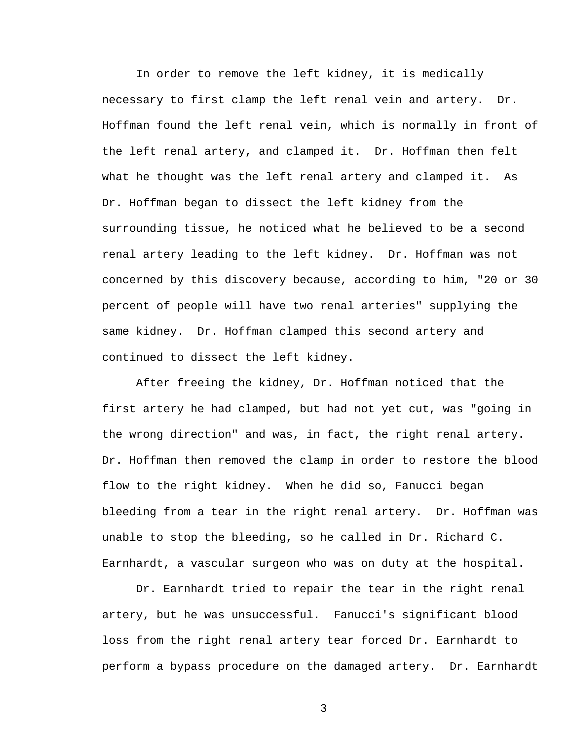In order to remove the left kidney, it is medically necessary to first clamp the left renal vein and artery. Dr. Hoffman found the left renal vein, which is normally in front of the left renal artery, and clamped it. Dr. Hoffman then felt what he thought was the left renal artery and clamped it. As Dr. Hoffman began to dissect the left kidney from the surrounding tissue, he noticed what he believed to be a second renal artery leading to the left kidney. Dr. Hoffman was not concerned by this discovery because, according to him, "20 or 30 percent of people will have two renal arteries" supplying the same kidney. Dr. Hoffman clamped this second artery and continued to dissect the left kidney.

After freeing the kidney, Dr. Hoffman noticed that the first artery he had clamped, but had not yet cut, was "going in the wrong direction" and was, in fact, the right renal artery. Dr. Hoffman then removed the clamp in order to restore the blood flow to the right kidney. When he did so, Fanucci began bleeding from a tear in the right renal artery. Dr. Hoffman was unable to stop the bleeding, so he called in Dr. Richard C. Earnhardt, a vascular surgeon who was on duty at the hospital.

Dr. Earnhardt tried to repair the tear in the right renal artery, but he was unsuccessful. Fanucci's significant blood loss from the right renal artery tear forced Dr. Earnhardt to perform a bypass procedure on the damaged artery. Dr. Earnhardt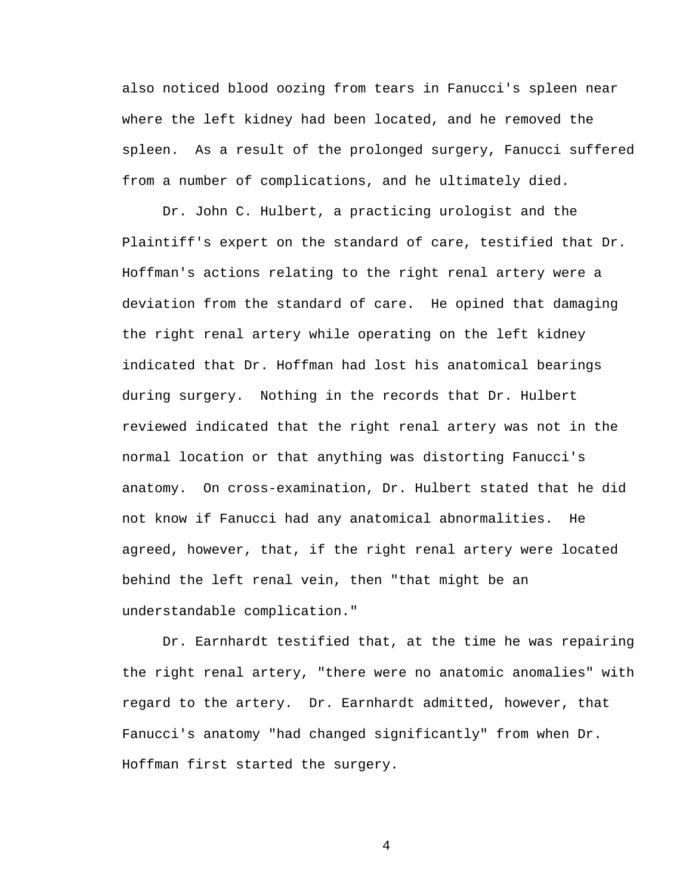also noticed blood oozing from tears in Fanucci's spleen near where the left kidney had been located, and he removed the spleen. As a result of the prolonged surgery, Fanucci suffered from a number of complications, and he ultimately died.

Dr. John C. Hulbert, a practicing urologist and the Plaintiff's expert on the standard of care, testified that Dr. Hoffman's actions relating to the right renal artery were a deviation from the standard of care. He opined that damaging the right renal artery while operating on the left kidney indicated that Dr. Hoffman had lost his anatomical bearings during surgery. Nothing in the records that Dr. Hulbert reviewed indicated that the right renal artery was not in the normal location or that anything was distorting Fanucci's anatomy. On cross-examination, Dr. Hulbert stated that he did not know if Fanucci had any anatomical abnormalities. He agreed, however, that, if the right renal artery were located behind the left renal vein, then "that might be an understandable complication."

Dr. Earnhardt testified that, at the time he was repairing the right renal artery, "there were no anatomic anomalies" with regard to the artery. Dr. Earnhardt admitted, however, that Fanucci's anatomy "had changed significantly" from when Dr. Hoffman first started the surgery.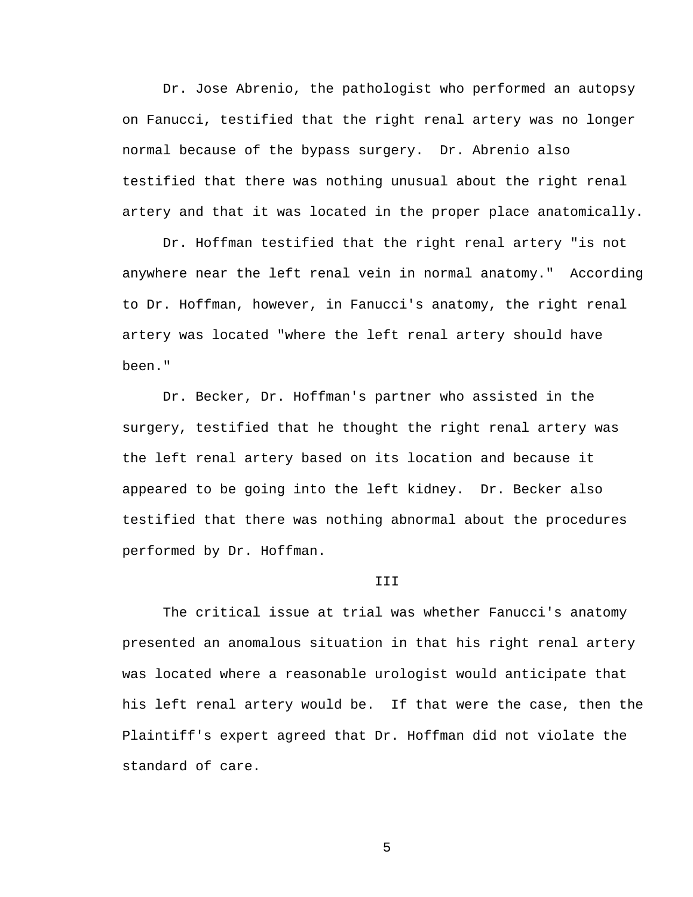Dr. Jose Abrenio, the pathologist who performed an autopsy on Fanucci, testified that the right renal artery was no longer normal because of the bypass surgery. Dr. Abrenio also testified that there was nothing unusual about the right renal artery and that it was located in the proper place anatomically.

Dr. Hoffman testified that the right renal artery "is not anywhere near the left renal vein in normal anatomy." According to Dr. Hoffman, however, in Fanucci's anatomy, the right renal artery was located "where the left renal artery should have been."

Dr. Becker, Dr. Hoffman's partner who assisted in the surgery, testified that he thought the right renal artery was the left renal artery based on its location and because it appeared to be going into the left kidney. Dr. Becker also testified that there was nothing abnormal about the procedures performed by Dr. Hoffman.

## III

The critical issue at trial was whether Fanucci's anatomy presented an anomalous situation in that his right renal artery was located where a reasonable urologist would anticipate that his left renal artery would be. If that were the case, then the Plaintiff's expert agreed that Dr. Hoffman did not violate the standard of care.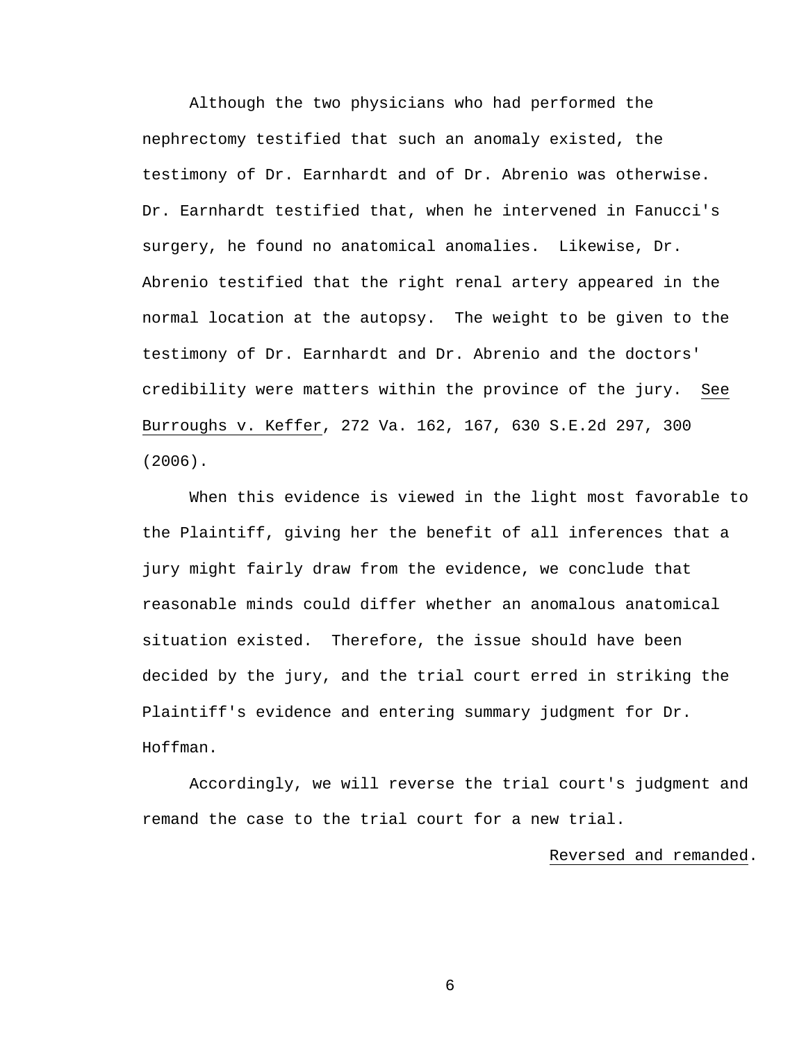Although the two physicians who had performed the nephrectomy testified that such an anomaly existed, the testimony of Dr. Earnhardt and of Dr. Abrenio was otherwise. Dr. Earnhardt testified that, when he intervened in Fanucci's surgery, he found no anatomical anomalies. Likewise, Dr. Abrenio testified that the right renal artery appeared in the normal location at the autopsy. The weight to be given to the testimony of Dr. Earnhardt and Dr. Abrenio and the doctors' credibility were matters within the province of the jury. See Burroughs v. Keffer, 272 Va. 162, 167, 630 S.E.2d 297, 300 (2006).

When this evidence is viewed in the light most favorable to the Plaintiff, giving her the benefit of all inferences that a jury might fairly draw from the evidence, we conclude that reasonable minds could differ whether an anomalous anatomical situation existed. Therefore, the issue should have been decided by the jury, and the trial court erred in striking the Plaintiff's evidence and entering summary judgment for Dr. Hoffman.

Accordingly, we will reverse the trial court's judgment and remand the case to the trial court for a new trial.

Reversed and remanded.